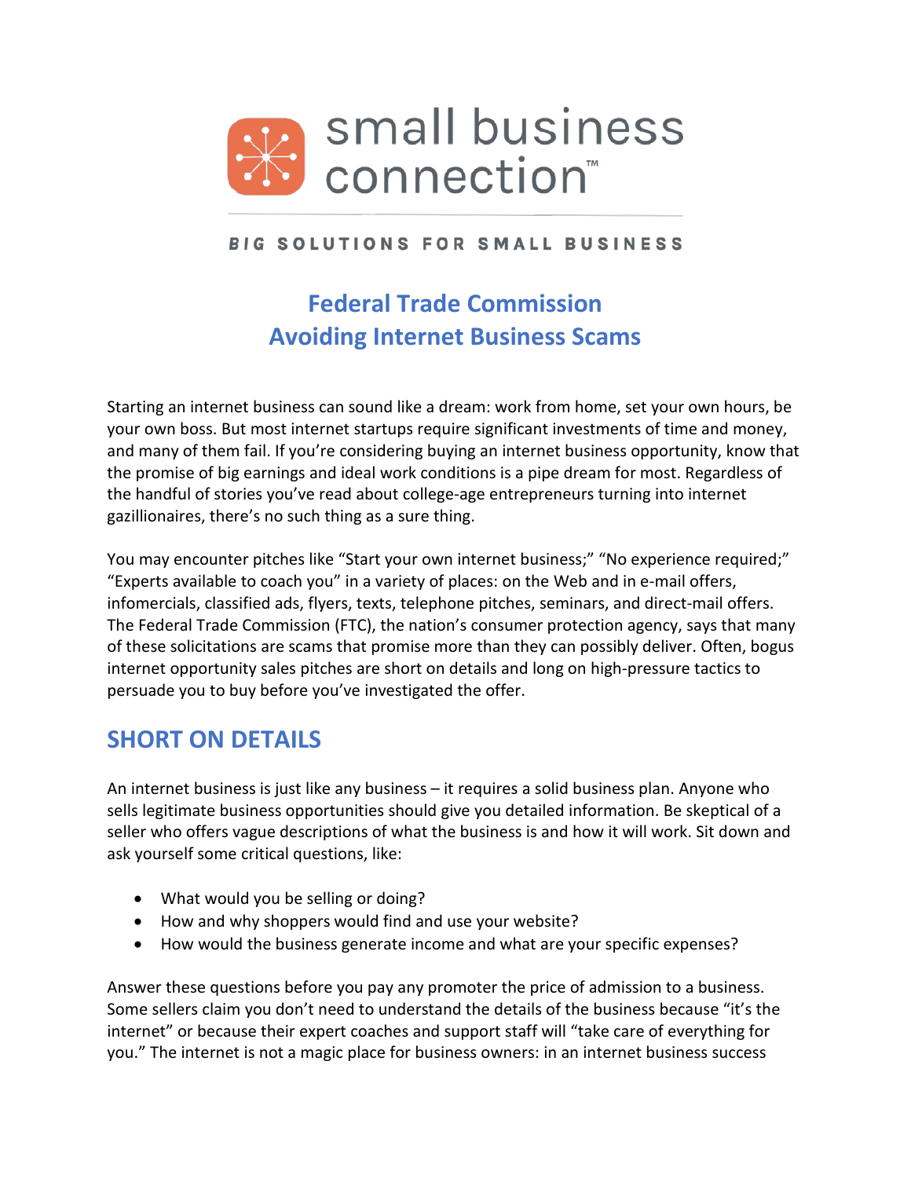small business connection™

BIG SOLUTIONS FOR SMALL BUSINESS

# Federal Trade Commission
# Avoiding Internet Business Scams

Starting an internet business can sound like a dream: work from home, set your own hours, be your own boss. But most internet startups require significant investments of time and money, and many of them fail. If you're considering buying an internet business opportunity, know that the promise of big earnings and ideal work conditions is a pipe dream for most. Regardless of the handful of stories you've read about college-age entrepreneurs turning into internet gazillionaires, there's no such thing as a sure thing.

You may encounter pitches like "Start your own internet business;" "No experience required;" "Experts available to coach you" in a variety of places: on the Web and in e-mail offers, infomercials, classified ads, flyers, texts, telephone pitches, seminars, and direct-mail offers. The Federal Trade Commission (FTC), the nation's consumer protection agency, says that many of these solicitations are scams that promise more than they can possibly deliver. Often, bogus internet opportunity sales pitches are short on details and long on high-pressure tactics to persuade you to buy before you've investigated the offer.

## SHORT ON DETAILS

An internet business is just like any business – it requires a solid business plan. Anyone who sells legitimate business opportunities should give you detailed information. Be skeptical of a seller who offers vague descriptions of what the business is and how it will work. Sit down and ask yourself some critical questions, like:

- What would you be selling or doing?
- How and why shoppers would find and use your website?
- How would the business generate income and what are your specific expenses?

Answer these questions before you pay any promoter the price of admission to a business. Some sellers claim you don't need to understand the details of the business because "it's the internet" or because their expert coaches and support staff will "take care of everything for you." The internet is not a magic place for business owners: in an internet business success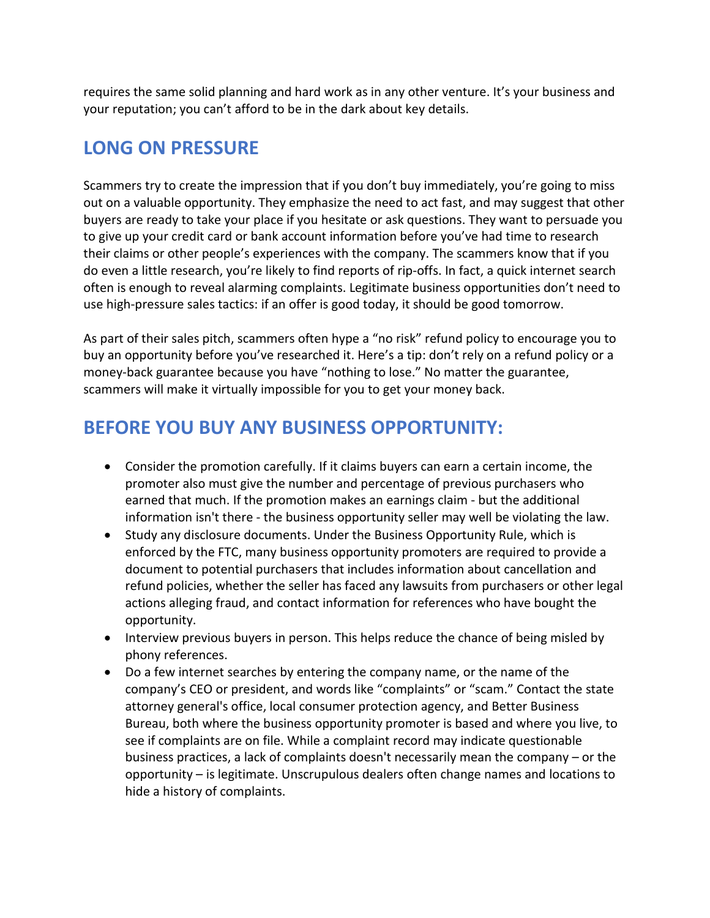requires the same solid planning and hard work as in any other venture. It’s your business and your reputation; you can’t afford to be in the dark about key details.

## LONG ON PRESSURE

Scammers try to create the impression that if you don’t buy immediately, you’re going to miss out on a valuable opportunity. They emphasize the need to act fast, and may suggest that other buyers are ready to take your place if you hesitate or ask questions. They want to persuade you to give up your credit card or bank account information before you’ve had time to research their claims or other people’s experiences with the company. The scammers know that if you do even a little research, you’re likely to find reports of rip-offs. In fact, a quick internet search often is enough to reveal alarming complaints. Legitimate business opportunities don’t need to use high-pressure sales tactics: if an offer is good today, it should be good tomorrow.

As part of their sales pitch, scammers often hype a “no risk” refund policy to encourage you to buy an opportunity before you’ve researched it. Here’s a tip: don’t rely on a refund policy or a money-back guarantee because you have “nothing to lose.” No matter the guarantee, scammers will make it virtually impossible for you to get your money back.

## BEFORE YOU BUY ANY BUSINESS OPPORTUNITY:

- Consider the promotion carefully. If it claims buyers can earn a certain income, the promoter also must give the number and percentage of previous purchasers who earned that much. If the promotion makes an earnings claim - but the additional information isn't there - the business opportunity seller may well be violating the law.
- Study any disclosure documents. Under the Business Opportunity Rule, which is enforced by the FTC, many business opportunity promoters are required to provide a document to potential purchasers that includes information about cancellation and refund policies, whether the seller has faced any lawsuits from purchasers or other legal actions alleging fraud, and contact information for references who have bought the opportunity.
- Interview previous buyers in person. This helps reduce the chance of being misled by phony references.
- Do a few internet searches by entering the company name, or the name of the company’s CEO or president, and words like “complaints” or “scam.” Contact the state attorney general's office, local consumer protection agency, and Better Business Bureau, both where the business opportunity promoter is based and where you live, to see if complaints are on file. While a complaint record may indicate questionable business practices, a lack of complaints doesn't necessarily mean the company – or the opportunity – is legitimate. Unscrupulous dealers often change names and locations to hide a history of complaints.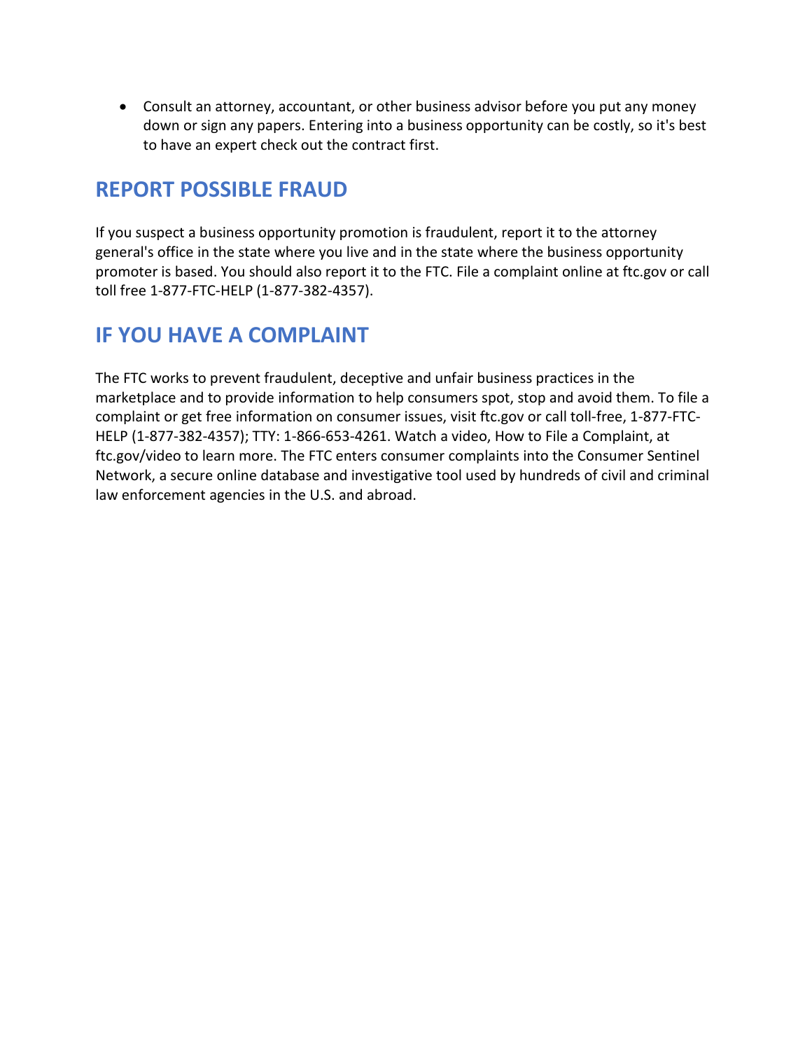- Consult an attorney, accountant, or other business advisor before you put any money down or sign any papers. Entering into a business opportunity can be costly, so it's best to have an expert check out the contract first.

## REPORT POSSIBLE FRAUD

If you suspect a business opportunity promotion is fraudulent, report it to the attorney general's office in the state where you live and in the state where the business opportunity promoter is based. You should also report it to the FTC. File a complaint online at ftc.gov or call toll free 1-877-FTC-HELP (1-877-382-4357).

## IF YOU HAVE A COMPLAINT

The FTC works to prevent fraudulent, deceptive and unfair business practices in the marketplace and to provide information to help consumers spot, stop and avoid them. To file a complaint or get free information on consumer issues, visit ftc.gov or call toll-free, 1-877-FTC-HELP (1-877-382-4357); TTY: 1-866-653-4261. Watch a video, How to File a Complaint, at ftc.gov/video to learn more. The FTC enters consumer complaints into the Consumer Sentinel Network, a secure online database and investigative tool used by hundreds of civil and criminal law enforcement agencies in the U.S. and abroad.